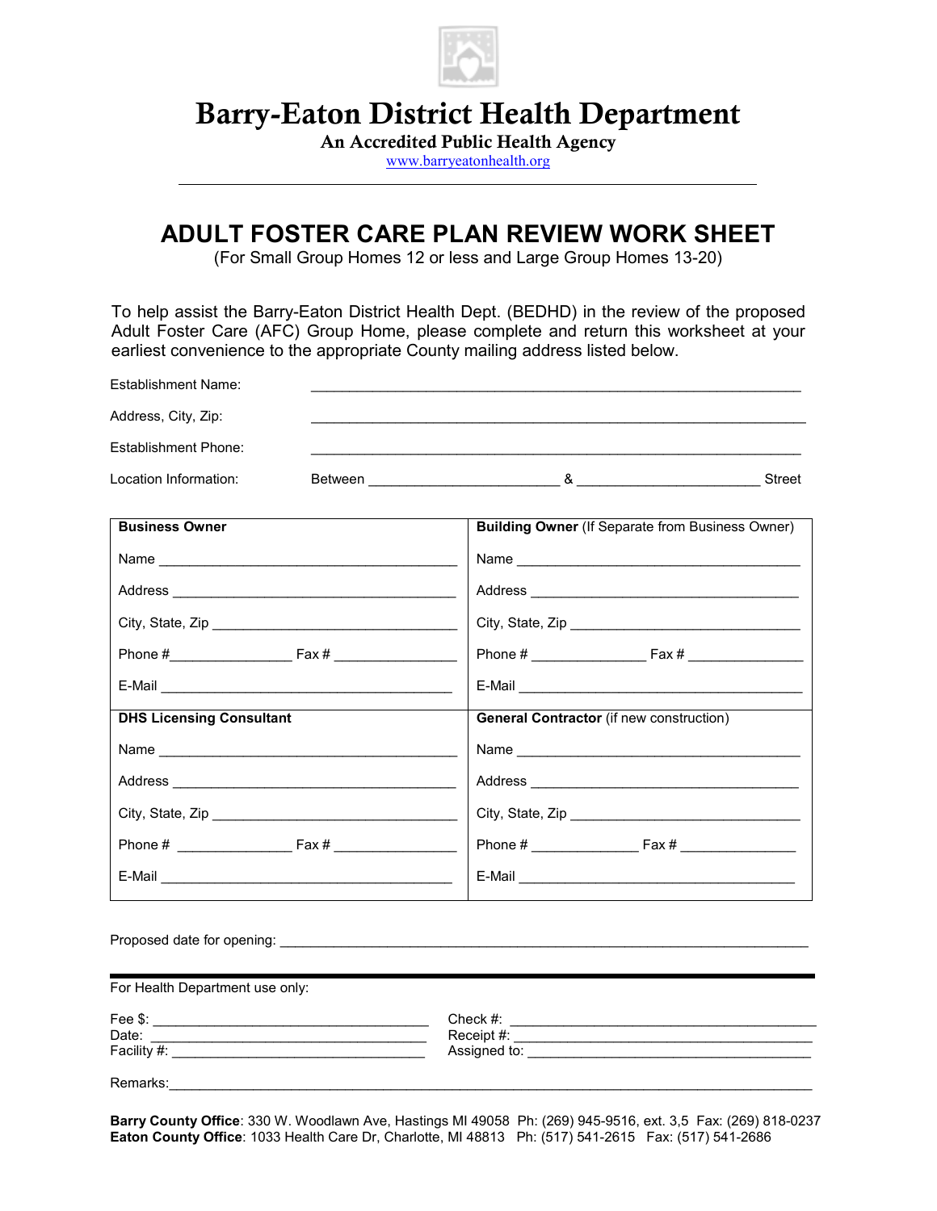# Barry-Eaton District Health Department

**An Accredited Public Health Agency**

www.barryeatonhealth.org

## ADULT FOSTER CARE PLAN REVIEW WORK SHEET

(For Small Group Homes 12 or less and Large Group Homes 13-20)

To help assist the Barry-Eaton District Health Dept. (BEDHD) in the review of the proposed Adult Foster Care (AFC) Group Home, please complete and return this worksheet at your earliest convenience to the appropriate County mailing address listed below.

Establishment Name: ____________________________________________

Address, City, Zip: ____________________________________________

Establishment Phone: ____________________________________________

Location Information: Between ____________________ & ____________________ Street

| **Business Owner** | **Building Owner** (If Separate from Business Owner) |
|---|---|
| Name ______________________________ | Name ______________________________ |
| Address ______________________________ | Address ______________________________ |
| City, State, Zip ______________________________ | City, State, Zip ______________________________ |
| Phone #_______________ Fax # _______________ | Phone # _______________ Fax # _______________ |
| E-Mail ______________________________ | E-Mail ______________________________ |
| **DHS Licensing Consultant** | **General Contractor** (if new construction) |
| Name ______________________________ | Name ______________________________ |
| Address ______________________________ | Address ______________________________ |
| City, State, Zip ______________________________ | City, State, Zip ______________________________ |
| Phone # _______________ Fax # _______________ | Phone # _______________ Fax # _______________ |
| E-Mail ______________________________ | E-Mail ______________________________ |

Proposed date for opening: ____________________________________________

---

For Health Department use only:

| | |
|---|---|
| Fee $: ______________________ | Check #: ______________________ |
| Date: ______________________ | Receipt #: ______________________ |
| Facility #: ______________________ | Assigned to: ______________________ |

Remarks:____________________________________________

**Barry County Office**: 330 W. Woodlawn Ave, Hastings MI 49058 Ph: (269) 945-9516, ext. 3,5 Fax: (269) 818-0237
**Eaton County Office**: 1033 Health Care Dr, Charlotte, MI 48813 Ph: (517) 541-2615 Fax: (517) 541-2686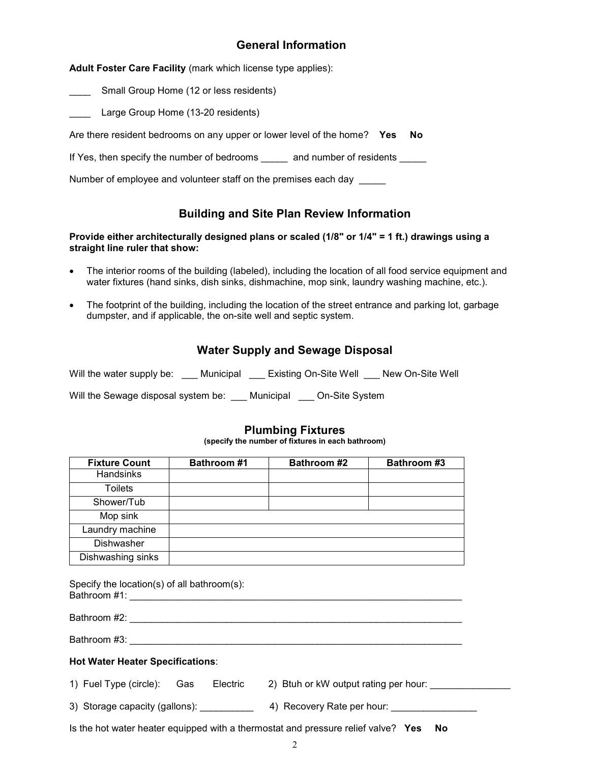## General Information

**Adult Foster Care Facility** (mark which license type applies):

____ Small Group Home (12 or less residents)

____ Large Group Home (13-20 residents)

Are there resident bedrooms on any upper or lower level of the home? **Yes** **No**

If Yes, then specify the number of bedrooms _____ and number of residents _____

Number of employee and volunteer staff on the premises each day _____

## Building and Site Plan Review Information

**Provide either architecturally designed plans or scaled (1/8" or 1/4" = 1 ft.) drawings using a straight line ruler that show:**

- The interior rooms of the building (labeled), including the location of all food service equipment and water fixtures (hand sinks, dish sinks, dishmachine, mop sink, laundry washing machine, etc.).
- The footprint of the building, including the location of the street entrance and parking lot, garbage dumpster, and if applicable, the on-site well and septic system.

## Water Supply and Sewage Disposal

Will the water supply be: ___ Municipal ___ Existing On-Site Well ___ New On-Site Well

Will the Sewage disposal system be: ___ Municipal ___ On-Site System

## Plumbing Fixtures

**(specify the number of fixtures in each bathroom)**

| Fixture Count | Bathroom #1 | Bathroom #2 | Bathroom #3 |
|---|---|---|---|
| Handsinks | | | |
| Toilets | | | |
| Shower/Tub | | | |
| Mop sink | | | |
| Laundry machine | | | |
| Dishwasher | | | |
| Dishwashing sinks | | | |

Specify the location(s) of all bathroom(s):

Bathroom #1: ________________________________________________________________

Bathroom #2: ________________________________________________________________

Bathroom #3: ________________________________________________________________

**Hot Water Heater Specifications**:

1) Fuel Type (circle): Gas Electric 2) Btuh or kW output rating per hour: _______________

3) Storage capacity (gallons): __________ 4) Recovery Rate per hour: ________________

Is the hot water heater equipped with a thermostat and pressure relief valve? **Yes** **No**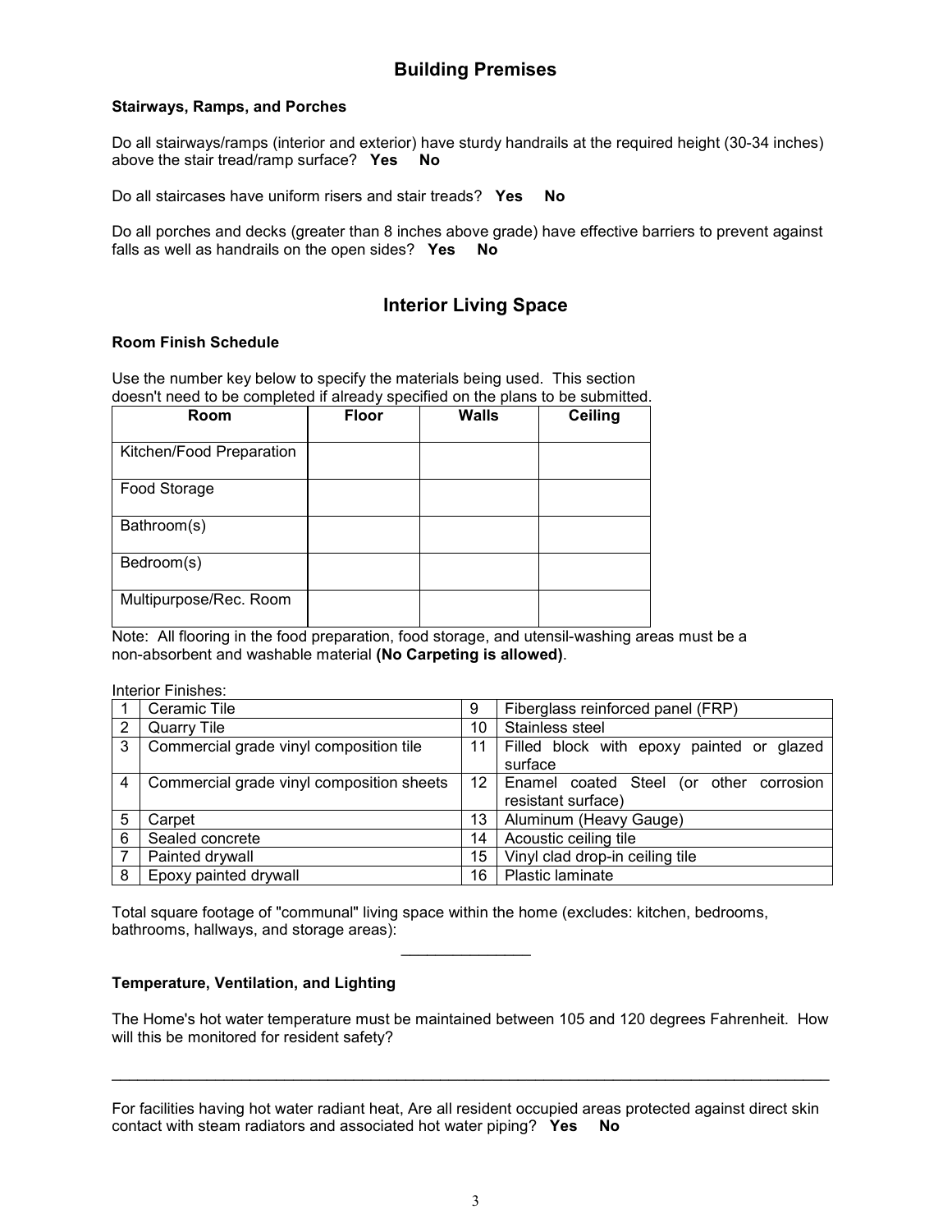## Building Premises

**Stairways, Ramps, and Porches**

Do all stairways/ramps (interior and exterior) have sturdy handrails at the required height (30-34 inches) above the stair tread/ramp surface? **Yes No**

Do all staircases have uniform risers and stair treads? **Yes No**

Do all porches and decks (greater than 8 inches above grade) have effective barriers to prevent against falls as well as handrails on the open sides? **Yes No**

## Interior Living Space

**Room Finish Schedule**

Use the number key below to specify the materials being used. This section doesn't need to be completed if already specified on the plans to be submitted.

| Room | Floor | Walls | Ceiling |
|---|---|---|---|
| Kitchen/Food Preparation | | | |
| Food Storage | | | |
| Bathroom(s) | | | |
| Bedroom(s) | | | |
| Multipurpose/Rec. Room | | | |

Note: All flooring in the food preparation, food storage, and utensil-washing areas must be a non-absorbent and washable material **(No Carpeting is allowed)**.

Interior Finishes:

| | | | |
|---|---|---|---|
| 1 | Ceramic Tile | 9 | Fiberglass reinforced panel (FRP) |
| 2 | Quarry Tile | 10 | Stainless steel |
| 3 | Commercial grade vinyl composition tile | 11 | Filled block with epoxy painted or glazed surface |
| 4 | Commercial grade vinyl composition sheets | 12 | Enamel coated Steel (or other corrosion resistant surface) |
| 5 | Carpet | 13 | Aluminum (Heavy Gauge) |
| 6 | Sealed concrete | 14 | Acoustic ceiling tile |
| 7 | Painted drywall | 15 | Vinyl clad drop-in ceiling tile |
| 8 | Epoxy painted drywall | 16 | Plastic laminate |

Total square footage of "communal" living space within the home (excludes: kitchen, bedrooms, bathrooms, hallways, and storage areas):

_______________

**Temperature, Ventilation, and Lighting**

The Home's hot water temperature must be maintained between 105 and 120 degrees Fahrenheit. How will this be monitored for resident safety?

_____________________________________________________________________________________

For facilities having hot water radiant heat, Are all resident occupied areas protected against direct skin contact with steam radiators and associated hot water piping? **Yes No**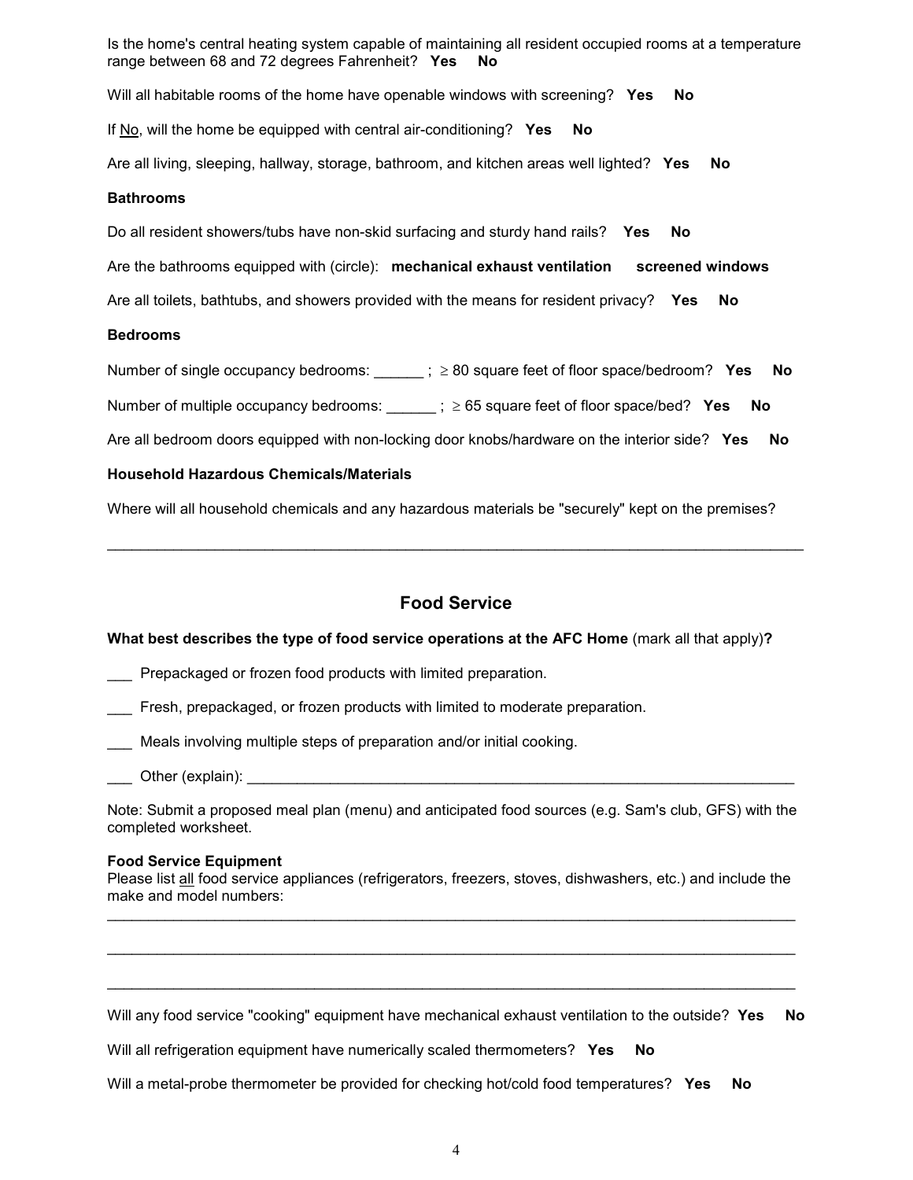Is the home's central heating system capable of maintaining all resident occupied rooms at a temperature range between 68 and 72 degrees Fahrenheit? **Yes** **No**

Will all habitable rooms of the home have openable windows with screening? **Yes** **No**

If No, will the home be equipped with central air-conditioning? **Yes** **No**

Are all living, sleeping, hallway, storage, bathroom, and kitchen areas well lighted? **Yes** **No**

**Bathrooms**

Do all resident showers/tubs have non-skid surfacing and sturdy hand rails? **Yes** **No**

Are the bathrooms equipped with (circle): **mechanical exhaust ventilation** **screened windows**

Are all toilets, bathtubs, and showers provided with the means for resident privacy? **Yes** **No**

**Bedrooms**

Number of single occupancy bedrooms: ______ ; ≥ 80 square feet of floor space/bedroom? **Yes** **No**

Number of multiple occupancy bedrooms: ______ ; ≥ 65 square feet of floor space/bed? **Yes** **No**

Are all bedroom doors equipped with non-locking door knobs/hardware on the interior side? **Yes** **No**

**Household Hazardous Chemicals/Materials**

Where will all household chemicals and any hazardous materials be "securely" kept on the premises?

______________________________________________________________________________

## Food Service

**What best describes the type of food service operations at the AFC Home** (mark all that apply)**?**

___ Prepackaged or frozen food products with limited preparation.

___ Fresh, prepackaged, or frozen products with limited to moderate preparation.

___ Meals involving multiple steps of preparation and/or initial cooking.

___ Other (explain): ____________________________________________________________

Note: Submit a proposed meal plan (menu) and anticipated food sources (e.g. Sam's club, GFS) with the completed worksheet.

**Food Service Equipment**
Please list all food service appliances (refrigerators, freezers, stoves, dishwashers, etc.) and include the make and model numbers:

______________________________________________________________________________

______________________________________________________________________________

______________________________________________________________________________

Will any food service "cooking" equipment have mechanical exhaust ventilation to the outside? **Yes** **No**

Will all refrigeration equipment have numerically scaled thermometers? **Yes** **No**

Will a metal-probe thermometer be provided for checking hot/cold food temperatures? **Yes** **No**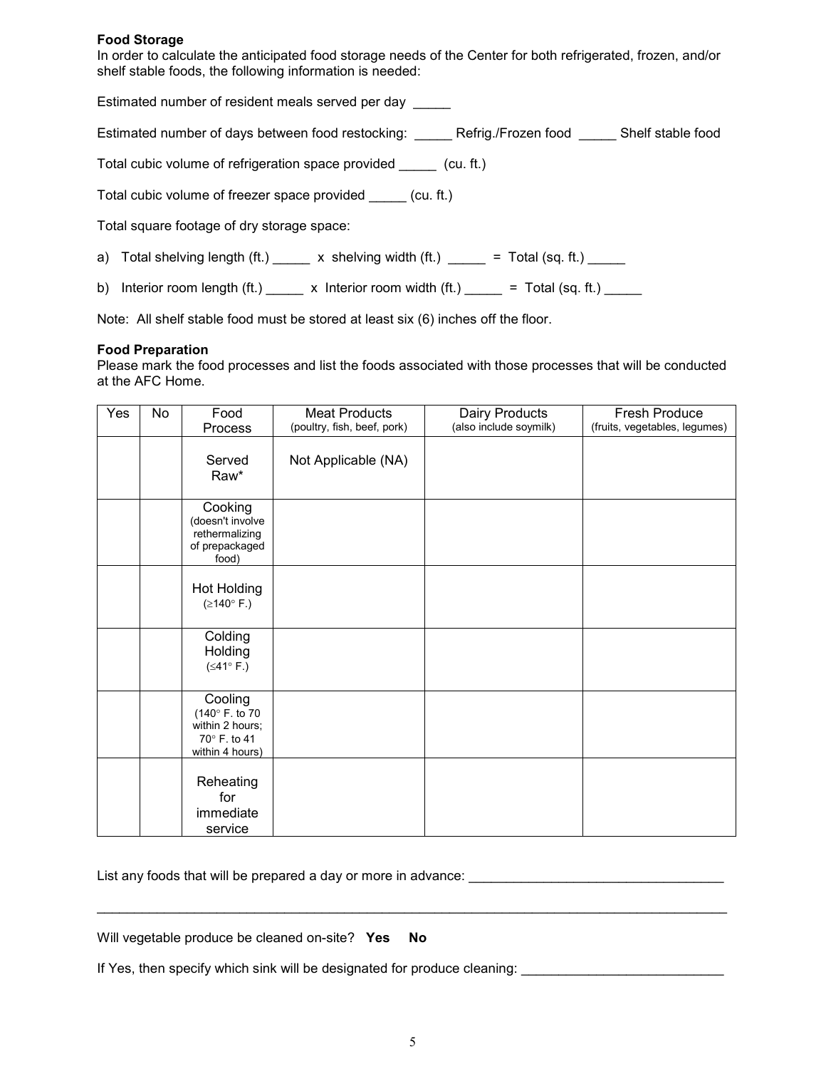**Food Storage**
In order to calculate the anticipated food storage needs of the Center for both refrigerated, frozen, and/or shelf stable foods, the following information is needed:

Estimated number of resident meals served per day _____

Estimated number of days between food restocking: _____ Refrig./Frozen food _____ Shelf stable food

Total cubic volume of refrigeration space provided _____ (cu. ft.)

Total cubic volume of freezer space provided _____ (cu. ft.)

Total square footage of dry storage space:

a) Total shelving length (ft.) _____ x shelving width (ft.) _____ = Total (sq. ft.) _____

b) Interior room length (ft.) _____ x Interior room width (ft.) _____ = Total (sq. ft.) _____

Note: All shelf stable food must be stored at least six (6) inches off the floor.

**Food Preparation**
Please mark the food processes and list the foods associated with those processes that will be conducted at the AFC Home.

| Yes | No | Food Process | Meat Products (poultry, fish, beef, pork) | Dairy Products (also include soymilk) | Fresh Produce (fruits, vegetables, legumes) |
|---|---|---|---|---|---|
| | | Served Raw* | Not Applicable (NA) | | |
| | | Cooking (doesn't involve rethermalizing of prepackaged food) | | | |
| | | Hot Holding (≥140° F.) | | | |
| | | Colding Holding (≤41° F.) | | | |
| | | Cooling (140° F. to 70 within 2 hours; 70° F. to 41 within 4 hours) | | | |
| | | Reheating for immediate service | | | |

List any foods that will be prepared a day or more in advance: ___________________________________

_____________________________________________________________________________________

Will vegetable produce be cleaned on-site? **Yes** **No**

If Yes, then specify which sink will be designated for produce cleaning: ___________________________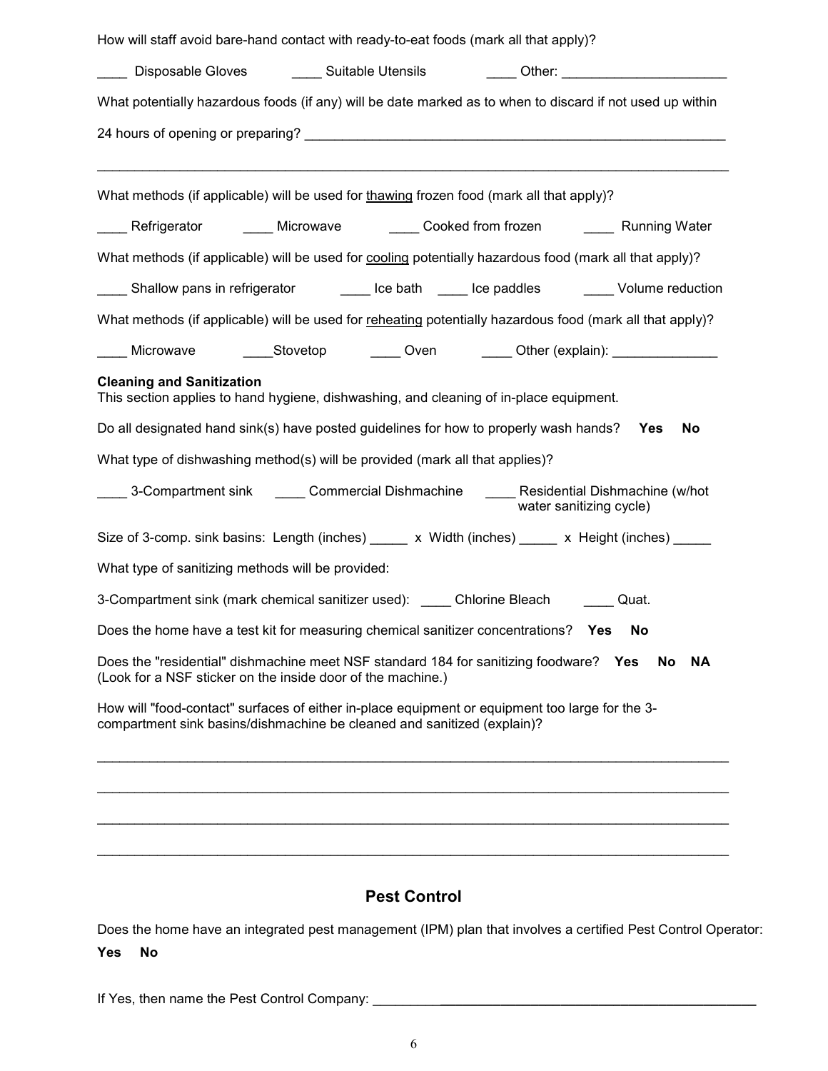How will staff avoid bare-hand contact with ready-to-eat foods (mark all that apply)?

____ Disposable Gloves ____ Suitable Utensils ____ Other: ______________________

What potentially hazardous foods (if any) will be date marked as to when to discard if not used up within 24 hours of opening or preparing? ____________________________________________________________

______________________________________________________________________________________

What methods (if applicable) will be used for <u>thawing</u> frozen food (mark all that apply)?

____ Refrigerator ____ Microwave ____ Cooked from frozen ____ Running Water

What methods (if applicable) will be used for <u>cooling</u> potentially hazardous food (mark all that apply)?

____ Shallow pans in refrigerator ____ Ice bath ____ Ice paddles ____ Volume reduction

What methods (if applicable) will be used for <u>reheating</u> potentially hazardous food (mark all that apply)?

____ Microwave ____Stovetop ____ Oven ____ Other (explain): ______________

**Cleaning and Sanitization**
This section applies to hand hygiene, dishwashing, and cleaning of in-place equipment.

Do all designated hand sink(s) have posted guidelines for how to properly wash hands? **Yes** **No**

What type of dishwashing method(s) will be provided (mark all that applies)?

____ 3-Compartment sink ____ Commercial Dishmachine ____ Residential Dishmachine (w/hot water sanitizing cycle)

Size of 3-comp. sink basins: Length (inches) _____ x Width (inches) _____ x Height (inches) _____

What type of sanitizing methods will be provided:

3-Compartment sink (mark chemical sanitizer used): ____ Chlorine Bleach ____ Quat.

Does the home have a test kit for measuring chemical sanitizer concentrations? **Yes** **No**

Does the "residential" dishmachine meet NSF standard 184 for sanitizing foodware? **Yes** **No** **NA**
(Look for a NSF sticker on the inside door of the machine.)

How will "food-contact" surfaces of either in-place equipment or equipment too large for the 3-compartment sink basins/dishmachine be cleaned and sanitized (explain)?

______________________________________________________________________________________

______________________________________________________________________________________

______________________________________________________________________________________

______________________________________________________________________________________

## Pest Control

Does the home have an integrated pest management (IPM) plan that involves a certified Pest Control Operator:

**Yes** **No**

If Yes, then name the Pest Control Company: ______________________________________________________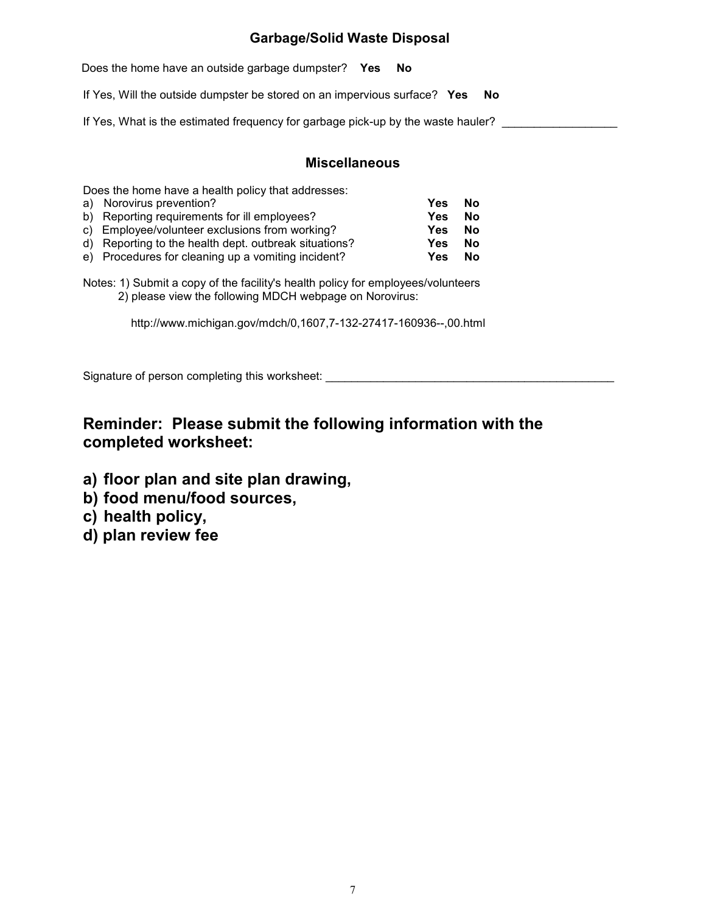## Garbage/Solid Waste Disposal

Does the home have an outside garbage dumpster? **Yes** **No**

If Yes, Will the outside dumpster be stored on an impervious surface? **Yes** **No**

If Yes, What is the estimated frequency for garbage pick-up by the waste hauler? __________________

## Miscellaneous

Does the home have a health policy that addresses:

| | | |
|---|---|---|
| a) Norovirus prevention? | **Yes** | **No** |
| b) Reporting requirements for ill employees? | **Yes** | **No** |
| c) Employee/volunteer exclusions from working? | **Yes** | **No** |
| d) Reporting to the health dept. outbreak situations? | **Yes** | **No** |
| e) Procedures for cleaning up a vomiting incident? | **Yes** | **No** |

Notes: 1) Submit a copy of the facility's health policy for employees/volunteers
2) please view the following MDCH webpage on Norovirus:

http://www.michigan.gov/mdch/0,1607,7-132-27417-160936--,00.html

Signature of person completing this worksheet: ______________________________________________

## Reminder: Please submit the following information with the completed worksheet:

**a) floor plan and site plan drawing,**
**b) food menu/food sources,**
**c) health policy,**
**d) plan review fee**